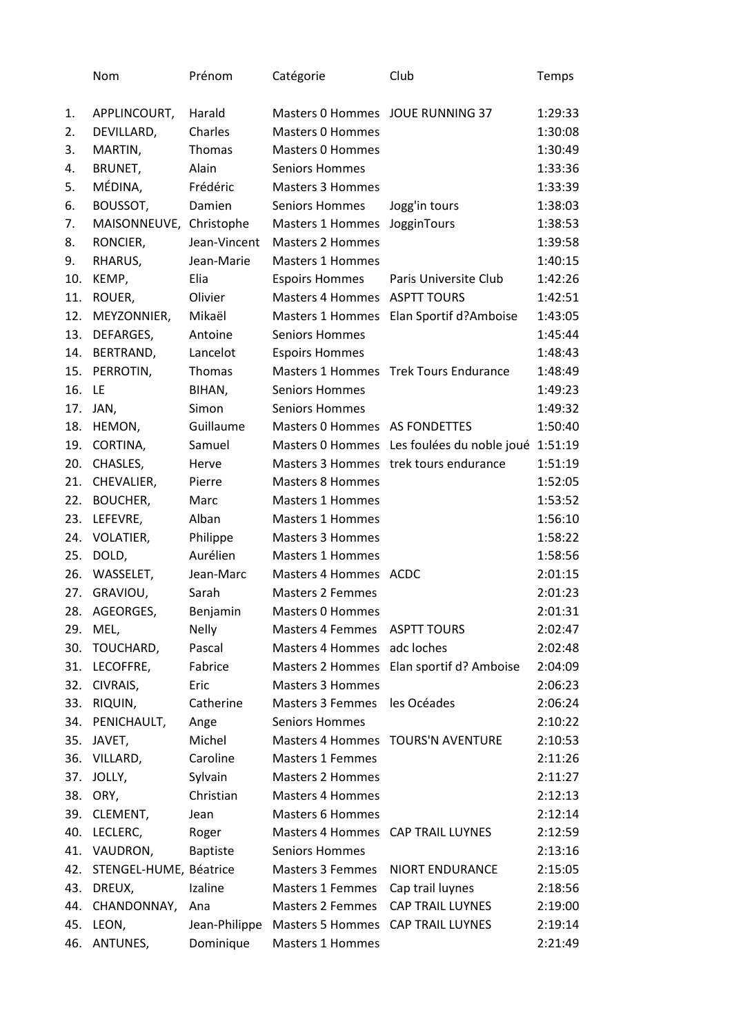| | Nom | Prénom | Catégorie | Club | Temps |
|---|---|---|---|---|---|
| 1. | APPLINCOURT, | Harald | Masters 0 Hommes | JOUE RUNNING 37 | 1:29:33 |
| 2. | DEVILLARD, | Charles | Masters 0 Hommes | | 1:30:08 |
| 3. | MARTIN, | Thomas | Masters 0 Hommes | | 1:30:49 |
| 4. | BRUNET, | Alain | Seniors Hommes | | 1:33:36 |
| 5. | MÉDINA, | Frédéric | Masters 3 Hommes | | 1:33:39 |
| 6. | BOUSSOT, | Damien | Seniors Hommes | Jogg'in tours | 1:38:03 |
| 7. | MAISONNEUVE, | Christophe | Masters 1 Hommes | JogginTours | 1:38:53 |
| 8. | RONCIER, | Jean-Vincent | Masters 2 Hommes | | 1:39:58 |
| 9. | RHARUS, | Jean-Marie | Masters 1 Hommes | | 1:40:15 |
| 10. | KEMP, | Elia | Espoirs Hommes | Paris Universite Club | 1:42:26 |
| 11. | ROUER, | Olivier | Masters 4 Hommes | ASPTT TOURS | 1:42:51 |
| 12. | MEYZONNIER, | Mikaël | Masters 1 Hommes | Elan Sportif d?Amboise | 1:43:05 |
| 13. | DEFARGES, | Antoine | Seniors Hommes | | 1:45:44 |
| 14. | BERTRAND, | Lancelot | Espoirs Hommes | | 1:48:43 |
| 15. | PERROTIN, | Thomas | Masters 1 Hommes | Trek Tours Endurance | 1:48:49 |
| 16. | LE | BIHAN, | Seniors Hommes | | 1:49:23 |
| 17. | JAN, | Simon | Seniors Hommes | | 1:49:32 |
| 18. | HEMON, | Guillaume | Masters 0 Hommes | AS FONDETTES | 1:50:40 |
| 19. | CORTINA, | Samuel | Masters 0 Hommes | Les foulées du noble joué | 1:51:19 |
| 20. | CHASLES, | Herve | Masters 3 Hommes | trek tours endurance | 1:51:19 |
| 21. | CHEVALIER, | Pierre | Masters 8 Hommes | | 1:52:05 |
| 22. | BOUCHER, | Marc | Masters 1 Hommes | | 1:53:52 |
| 23. | LEFEVRE, | Alban | Masters 1 Hommes | | 1:56:10 |
| 24. | VOLATIER, | Philippe | Masters 3 Hommes | | 1:58:22 |
| 25. | DOLD, | Aurélien | Masters 1 Hommes | | 1:58:56 |
| 26. | WASSELET, | Jean-Marc | Masters 4 Hommes | ACDC | 2:01:15 |
| 27. | GRAVIOU, | Sarah | Masters 2 Femmes | | 2:01:23 |
| 28. | AGEORGES, | Benjamin | Masters 0 Hommes | | 2:01:31 |
| 29. | MEL, | Nelly | Masters 4 Femmes | ASPTT TOURS | 2:02:47 |
| 30. | TOUCHARD, | Pascal | Masters 4 Hommes | adc loches | 2:02:48 |
| 31. | LECOFFRE, | Fabrice | Masters 2 Hommes | Elan sportif d? Amboise | 2:04:09 |
| 32. | CIVRAIS, | Eric | Masters 3 Hommes | | 2:06:23 |
| 33. | RIQUIN, | Catherine | Masters 3 Femmes | les Océades | 2:06:24 |
| 34. | PENICHAULT, | Ange | Seniors Hommes | | 2:10:22 |
| 35. | JAVET, | Michel | Masters 4 Hommes | TOURS'N AVENTURE | 2:10:53 |
| 36. | VILLARD, | Caroline | Masters 1 Femmes | | 2:11:26 |
| 37. | JOLLY, | Sylvain | Masters 2 Hommes | | 2:11:27 |
| 38. | ORY, | Christian | Masters 4 Hommes | | 2:12:13 |
| 39. | CLEMENT, | Jean | Masters 6 Hommes | | 2:12:14 |
| 40. | LECLERC, | Roger | Masters 4 Hommes | CAP TRAIL LUYNES | 2:12:59 |
| 41. | VAUDRON, | Baptiste | Seniors Hommes | | 2:13:16 |
| 42. | STENGEL-HUME, | Béatrice | Masters 3 Femmes | NIORT ENDURANCE | 2:15:05 |
| 43. | DREUX, | Izaline | Masters 1 Femmes | Cap trail luynes | 2:18:56 |
| 44. | CHANDONNAY, | Ana | Masters 2 Femmes | CAP TRAIL LUYNES | 2:19:00 |
| 45. | LEON, | Jean-Philippe | Masters 5 Hommes | CAP TRAIL LUYNES | 2:19:14 |
| 46. | ANTUNES, | Dominique | Masters 1 Hommes | | 2:21:49 |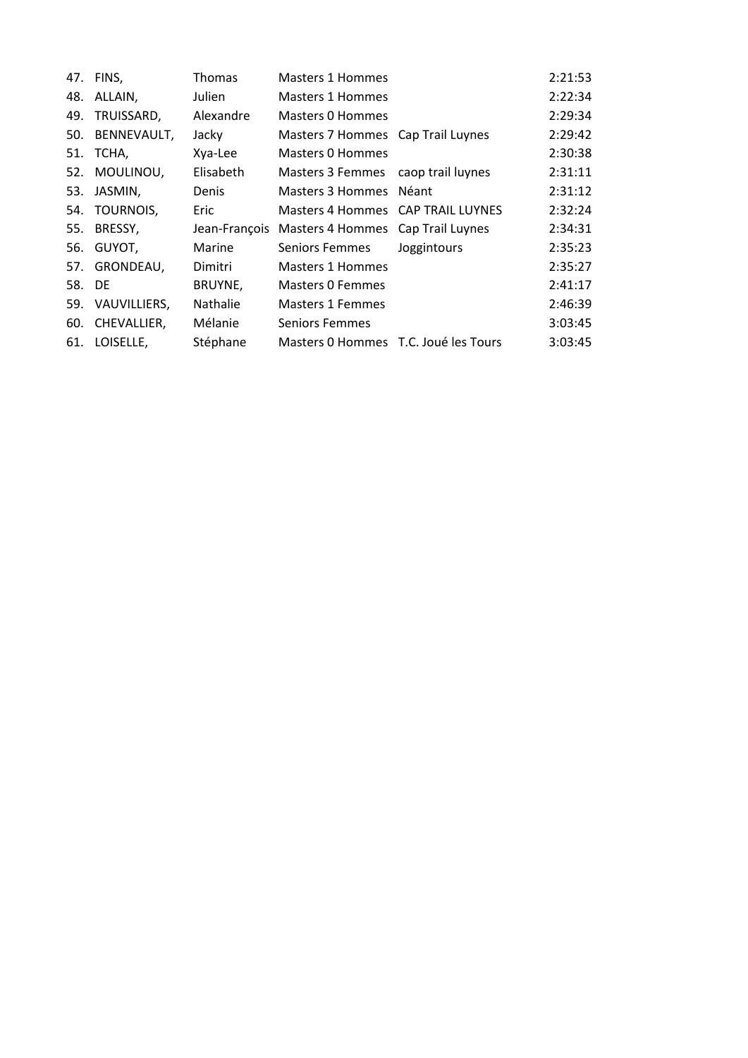| | | | | | |
|---|---|---|---|---|---|
| 47. | FINS, | Thomas | Masters 1 Hommes | | 2:21:53 |
| 48. | ALLAIN, | Julien | Masters 1 Hommes | | 2:22:34 |
| 49. | TRUISSARD, | Alexandre | Masters 0 Hommes | | 2:29:34 |
| 50. | BENNEVAULT, | Jacky | Masters 7 Hommes | Cap Trail Luynes | 2:29:42 |
| 51. | TCHA, | Xya-Lee | Masters 0 Hommes | | 2:30:38 |
| 52. | MOULINOU, | Elisabeth | Masters 3 Femmes | caop trail luynes | 2:31:11 |
| 53. | JASMIN, | Denis | Masters 3 Hommes | Néant | 2:31:12 |
| 54. | TOURNOIS, | Eric | Masters 4 Hommes | CAP TRAIL LUYNES | 2:32:24 |
| 55. | BRESSY, | Jean-François | Masters 4 Hommes | Cap Trail Luynes | 2:34:31 |
| 56. | GUYOT, | Marine | Seniors Femmes | Joggintours | 2:35:23 |
| 57. | GRONDEAU, | Dimitri | Masters 1 Hommes | | 2:35:27 |
| 58. | DE | BRUYNE, | Masters 0 Femmes | | 2:41:17 |
| 59. | VAUVILLIERS, | Nathalie | Masters 1 Femmes | | 2:46:39 |
| 60. | CHEVALLIER, | Mélanie | Seniors Femmes | | 3:03:45 |
| 61. | LOISELLE, | Stéphane | Masters 0 Hommes | T.C. Joué les Tours | 3:03:45 |